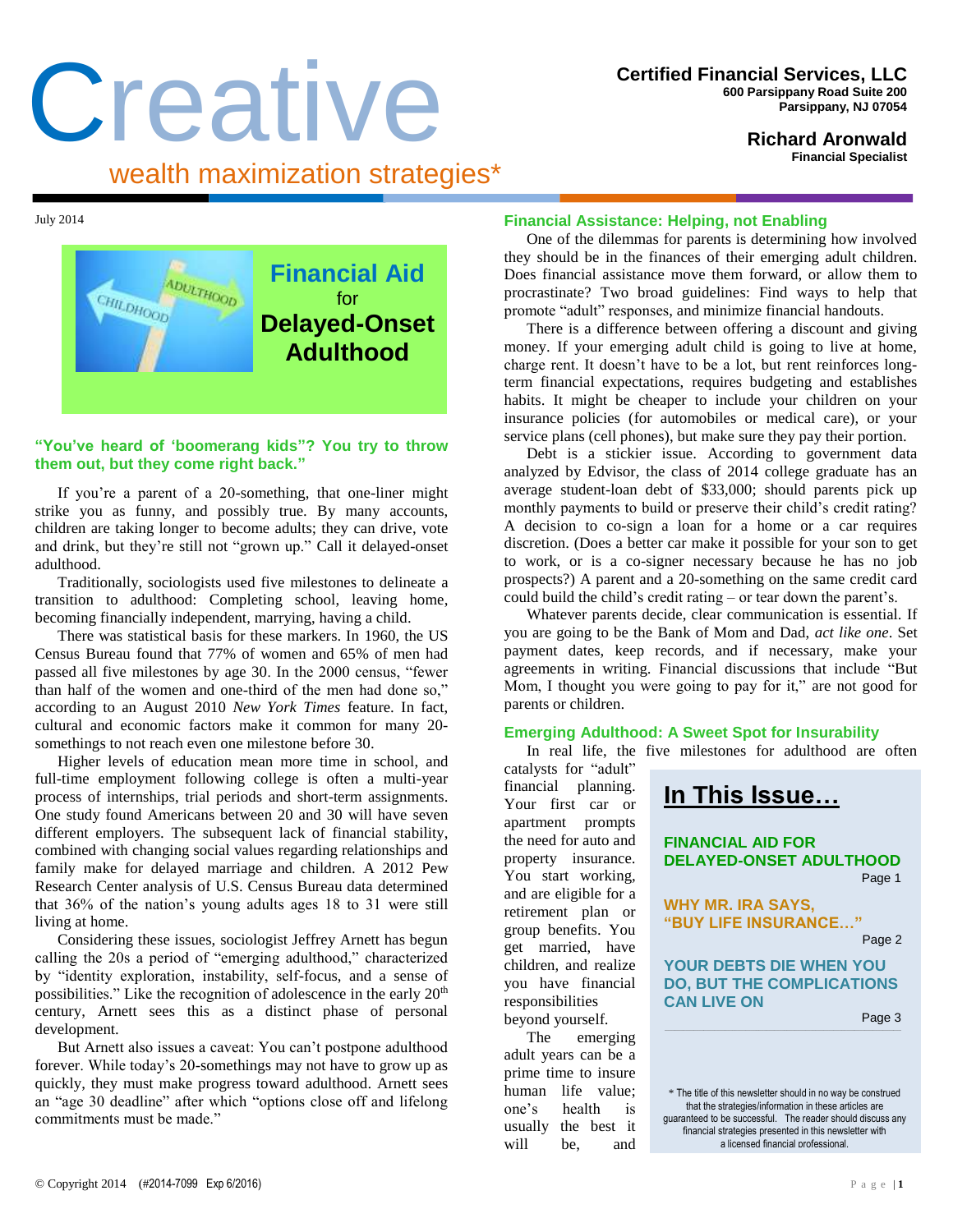# Creative

wealth maximization strategies*

**Certified Financial Services, LLC**
600 Parsippany Road Suite 200
Parsippany, NJ 07054

**Richard Aronwald**
Financial Specialist

July 2014

## Financial Aid for Delayed-Onset Adulthood

**"You've heard of 'boomerang kids"? You try to throw them out, but they come right back."**

If you're a parent of a 20-something, that one-liner might strike you as funny, and possibly true. By many accounts, children are taking longer to become adults; they can drive, vote and drink, but they're still not "grown up." Call it delayed-onset adulthood.

Traditionally, sociologists used five milestones to delineate a transition to adulthood: Completing school, leaving home, becoming financially independent, marrying, having a child.

There was statistical basis for these markers. In 1960, the US Census Bureau found that 77% of women and 65% of men had passed all five milestones by age 30. In the 2000 census, "fewer than half of the women and one-third of the men had done so," according to an August 2010 *New York Times* feature. In fact, cultural and economic factors make it common for many 20-somethings to not reach even one milestone before 30.

Higher levels of education mean more time in school, and full-time employment following college is often a multi-year process of internships, trial periods and short-term assignments. One study found Americans between 20 and 30 will have seven different employers. The subsequent lack of financial stability, combined with changing social values regarding relationships and family make for delayed marriage and children. A 2012 Pew Research Center analysis of U.S. Census Bureau data determined that 36% of the nation's young adults ages 18 to 31 were still living at home.

Considering these issues, sociologist Jeffrey Arnett has begun calling the 20s a period of "emerging adulthood," characterized by "identity exploration, instability, self-focus, and a sense of possibilities." Like the recognition of adolescence in the early 20th century, Arnett sees this as a distinct phase of personal development.

But Arnett also issues a caveat: You can't postpone adulthood forever. While today's 20-somethings may not have to grow up as quickly, they must make progress toward adulthood. Arnett sees an "age 30 deadline" after which "options close off and lifelong commitments must be made."

### Financial Assistance: Helping, not Enabling

One of the dilemmas for parents is determining how involved they should be in the finances of their emerging adult children. Does financial assistance move them forward, or allow them to procrastinate? Two broad guidelines: Find ways to help that promote "adult" responses, and minimize financial handouts.

There is a difference between offering a discount and giving money. If your emerging adult child is going to live at home, charge rent. It doesn't have to be a lot, but rent reinforces long-term financial expectations, requires budgeting and establishes habits. It might be cheaper to include your children on your insurance policies (for automobiles or medical care), or your service plans (cell phones), but make sure they pay their portion.

Debt is a stickier issue. According to government data analyzed by Edvisor, the class of 2014 college graduate has an average student-loan debt of $33,000; should parents pick up monthly payments to build or preserve their child's credit rating? A decision to co-sign a loan for a home or a car requires discretion. (Does a better car make it possible for your son to get to work, or is a co-signer necessary because he has no job prospects?) A parent and a 20-something on the same credit card could build the child's credit rating – or tear down the parent's.

Whatever parents decide, clear communication is essential. If you are going to be the Bank of Mom and Dad, *act like one*. Set payment dates, keep records, and if necessary, make your agreements in writing. Financial discussions that include "But Mom, I thought you were going to pay for it," are not good for parents or children.

### Emerging Adulthood: A Sweet Spot for Insurability

In real life, the five milestones for adulthood are often catalysts for "adult" financial planning. Your first car or apartment prompts the need for auto and property insurance. You start working, and are eligible for a retirement plan or group benefits. You get married, have children, and realize you have financial responsibilities beyond yourself.

The emerging adult years can be a prime time to insure human life value; one's health is usually the best it will be, and

## In This Issue…

**FINANCIAL AID FOR DELAYED-ONSET ADULTHOOD** — Page 1

**WHY MR. IRA SAYS, "BUY LIFE INSURANCE…"** — Page 2

**YOUR DEBTS DIE WHEN YOU DO, BUT THE COMPLICATIONS CAN LIVE ON** — Page 3

* The title of this newsletter should in no way be construed that the strategies/information in these articles are guaranteed to be successful. The reader should discuss any financial strategies presented in this newsletter with a licensed financial professional.

© Copyright 2014 (#2014-7099 Exp 6/2016)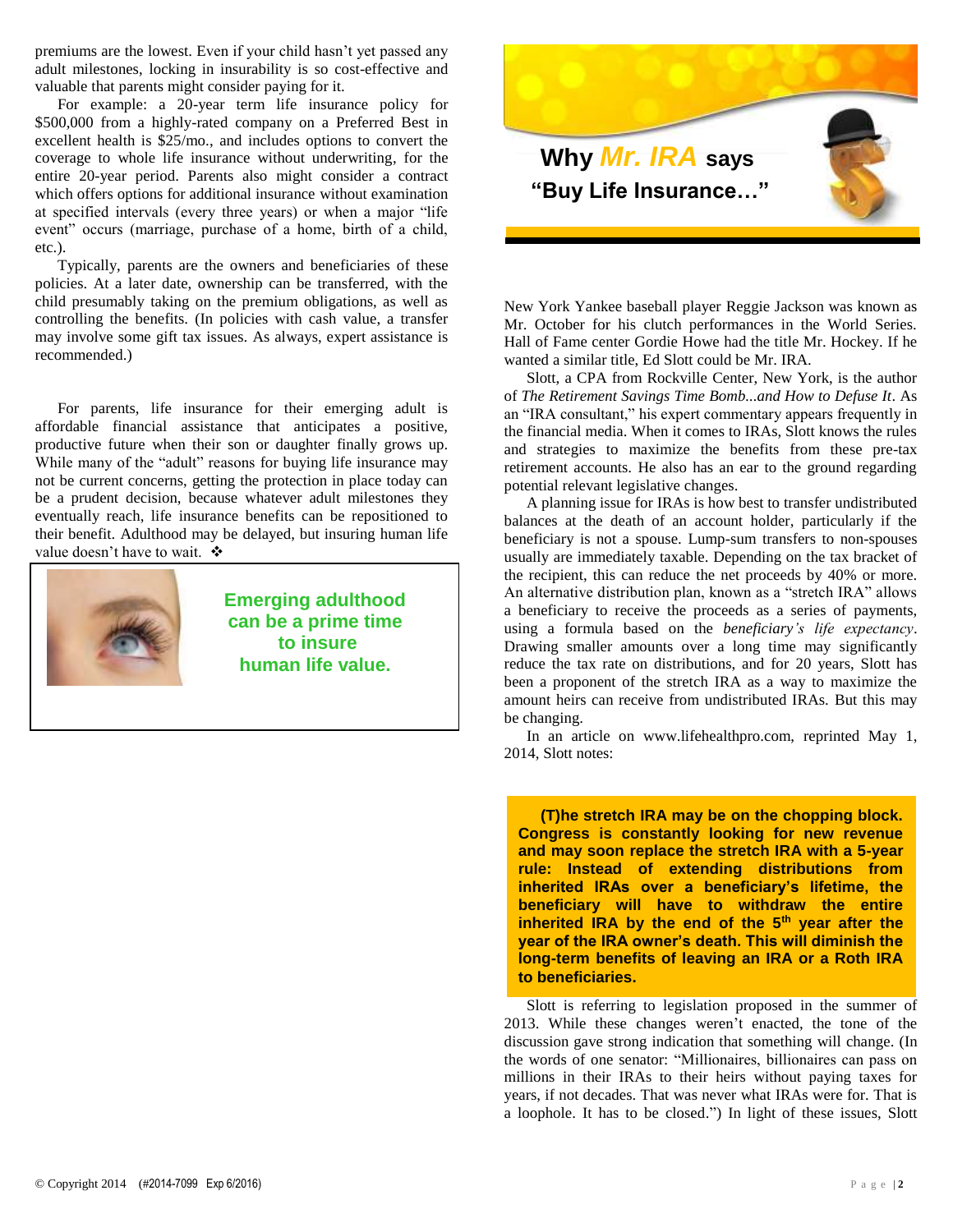premiums are the lowest. Even if your child hasn't yet passed any adult milestones, locking in insurability is so cost-effective and valuable that parents might consider paying for it.

For example: a 20-year term life insurance policy for $500,000 from a highly-rated company on a Preferred Best in excellent health is $25/mo., and includes options to convert the coverage to whole life insurance without underwriting, for the entire 20-year period. Parents also might consider a contract which offers options for additional insurance without examination at specified intervals (every three years) or when a major "life event" occurs (marriage, purchase of a home, birth of a child, etc.).

Typically, parents are the owners and beneficiaries of these policies. At a later date, ownership can be transferred, with the child presumably taking on the premium obligations, as well as controlling the benefits. (In policies with cash value, a transfer may involve some gift tax issues. As always, expert assistance is recommended.)

For parents, life insurance for their emerging adult is affordable financial assistance that anticipates a positive, productive future when their son or daughter finally grows up. While many of the "adult" reasons for buying life insurance may not be current concerns, getting the protection in place today can be a prudent decision, because whatever adult milestones they eventually reach, life insurance benefits can be repositioned to their benefit. Adulthood may be delayed, but insuring human life value doesn't have to wait. ❖

**Emerging adulthood can be a prime time to insure human life value.**

# Why *Mr. IRA* says "Buy Life Insurance…"

New York Yankee baseball player Reggie Jackson was known as Mr. October for his clutch performances in the World Series. Hall of Fame center Gordie Howe had the title Mr. Hockey. If he wanted a similar title, Ed Slott could be Mr. IRA.

Slott, a CPA from Rockville Center, New York, is the author of *The Retirement Savings Time Bomb...and How to Defuse It*. As an "IRA consultant," his expert commentary appears frequently in the financial media. When it comes to IRAs, Slott knows the rules and strategies to maximize the benefits from these pre-tax retirement accounts. He also has an ear to the ground regarding potential relevant legislative changes.

A planning issue for IRAs is how best to transfer undistributed balances at the death of an account holder, particularly if the beneficiary is not a spouse. Lump-sum transfers to non-spouses usually are immediately taxable. Depending on the tax bracket of the recipient, this can reduce the net proceeds by 40% or more. An alternative distribution plan, known as a "stretch IRA" allows a beneficiary to receive the proceeds as a series of payments, using a formula based on the *beneficiary's life expectancy*. Drawing smaller amounts over a long time may significantly reduce the tax rate on distributions, and for 20 years, Slott has been a proponent of the stretch IRA as a way to maximize the amount heirs can receive from undistributed IRAs. But this may be changing.

In an article on www.lifehealthpro.com, reprinted May 1, 2014, Slott notes:

> **(T)he stretch IRA may be on the chopping block. Congress is constantly looking for new revenue and may soon replace the stretch IRA with a 5-year rule: Instead of extending distributions from inherited IRAs over a beneficiary's lifetime, the beneficiary will have to withdraw the entire inherited IRA by the end of the 5th year after the year of the IRA owner's death. This will diminish the long-term benefits of leaving an IRA or a Roth IRA to beneficiaries.**

Slott is referring to legislation proposed in the summer of 2013. While these changes weren't enacted, the tone of the discussion gave strong indication that something will change. (In the words of one senator: "Millionaires, billionaires can pass on millions in their IRAs to their heirs without paying taxes for years, if not decades. That was never what IRAs were for. That is a loophole. It has to be closed.") In light of these issues, Slott

© Copyright 2014 (#2014-7099 Exp 6/2016)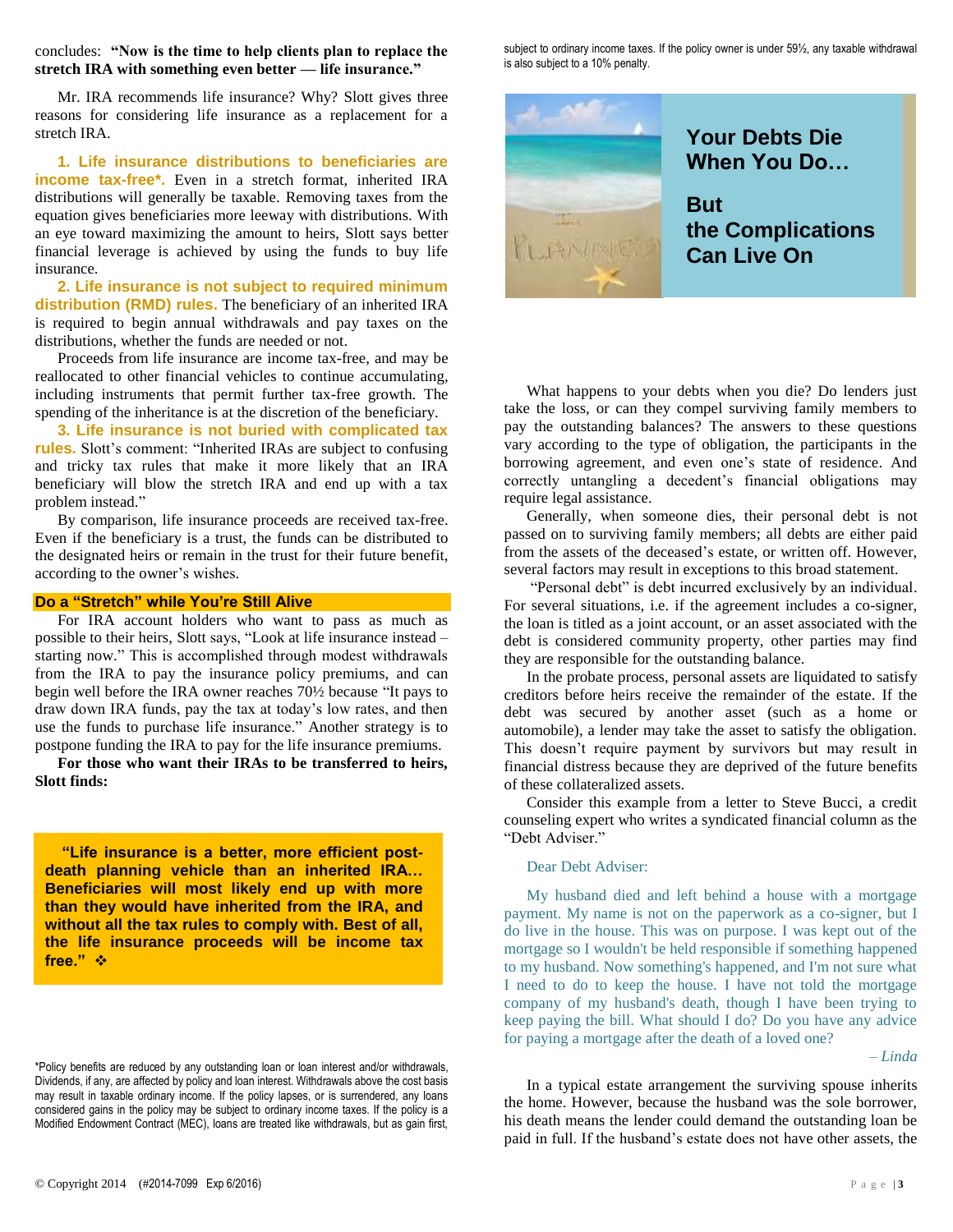concludes: **"Now is the time to help clients plan to replace the stretch IRA with something even better — life insurance."**

Mr. IRA recommends life insurance? Why? Slott gives three reasons for considering life insurance as a replacement for a stretch IRA.

**1. Life insurance distributions to beneficiaries are income tax-free*.** Even in a stretch format, inherited IRA distributions will generally be taxable. Removing taxes from the equation gives beneficiaries more leeway with distributions. With an eye toward maximizing the amount to heirs, Slott says better financial leverage is achieved by using the funds to buy life insurance.

**2. Life insurance is not subject to required minimum distribution (RMD) rules.** The beneficiary of an inherited IRA is required to begin annual withdrawals and pay taxes on the distributions, whether the funds are needed or not.

Proceeds from life insurance are income tax-free, and may be reallocated to other financial vehicles to continue accumulating, including instruments that permit further tax-free growth. The spending of the inheritance is at the discretion of the beneficiary.

**3. Life insurance is not buried with complicated tax rules.** Slott's comment: "Inherited IRAs are subject to confusing and tricky tax rules that make it more likely that an IRA beneficiary will blow the stretch IRA and end up with a tax problem instead."

By comparison, life insurance proceeds are received tax-free. Even if the beneficiary is a trust, the funds can be distributed to the designated heirs or remain in the trust for their future benefit, according to the owner's wishes.

### Do a "Stretch" while You're Still Alive

For IRA account holders who want to pass as much as possible to their heirs, Slott says, "Look at life insurance instead – starting now." This is accomplished through modest withdrawals from the IRA to pay the insurance policy premiums, and can begin well before the IRA owner reaches 70½ because "It pays to draw down IRA funds, pay the tax at today's low rates, and then use the funds to purchase life insurance." Another strategy is to postpone funding the IRA to pay for the life insurance premiums.

**For those who want their IRAs to be transferred to heirs, Slott finds:**

> **"Life insurance is a better, more efficient post-death planning vehicle than an inherited IRA… Beneficiaries will most likely end up with more than they would have inherited from the IRA, and without all the tax rules to comply with. Best of all, the life insurance proceeds will be income tax free."** ❖

*Policy benefits are reduced by any outstanding loan or loan interest and/or withdrawals, Dividends, if any, are affected by policy and loan interest. Withdrawals above the cost basis may result in taxable ordinary income. If the policy lapses, or is surrendered, any loans considered gains in the policy may be subject to ordinary income taxes. If the policy is a Modified Endowment Contract (MEC), loans are treated like withdrawals, but as gain first, subject to ordinary income taxes. If the policy owner is under 59½, any taxable withdrawal is also subject to a 10% penalty.

## Your Debts Die When You Do… But the Complications Can Live On

What happens to your debts when you die? Do lenders just take the loss, or can they compel surviving family members to pay the outstanding balances? The answers to these questions vary according to the type of obligation, the participants in the borrowing agreement, and even one's state of residence. And correctly untangling a decedent's financial obligations may require legal assistance.

Generally, when someone dies, their personal debt is not passed on to surviving family members; all debts are either paid from the assets of the deceased's estate, or written off. However, several factors may result in exceptions to this broad statement.

"Personal debt" is debt incurred exclusively by an individual. For several situations, i.e. if the agreement includes a co-signer, the loan is titled as a joint account, or an asset associated with the debt is considered community property, other parties may find they are responsible for the outstanding balance.

In the probate process, personal assets are liquidated to satisfy creditors before heirs receive the remainder of the estate. If the debt was secured by another asset (such as a home or automobile), a lender may take the asset to satisfy the obligation. This doesn't require payment by survivors but may result in financial distress because they are deprived of the future benefits of these collateralized assets.

Consider this example from a letter to Steve Bucci, a credit counseling expert who writes a syndicated financial column as the "Debt Adviser."

> Dear Debt Adviser:
>
> My husband died and left behind a house with a mortgage payment. My name is not on the paperwork as a co-signer, but I do live in the house. This was on purpose. I was kept out of the mortgage so I wouldn't be held responsible if something happened to my husband. Now something's happened, and I'm not sure what I need to do to keep the house. I have not told the mortgage company of my husband's death, though I have been trying to keep paying the bill. What should I do? Do you have any advice for paying a mortgage after the death of a loved one?
>
> *– Linda*

In a typical estate arrangement the surviving spouse inherits the home. However, because the husband was the sole borrower, his death means the lender could demand the outstanding loan be paid in full. If the husband's estate does not have other assets, the

© Copyright 2014 (#2014-7099 Exp 6/2016)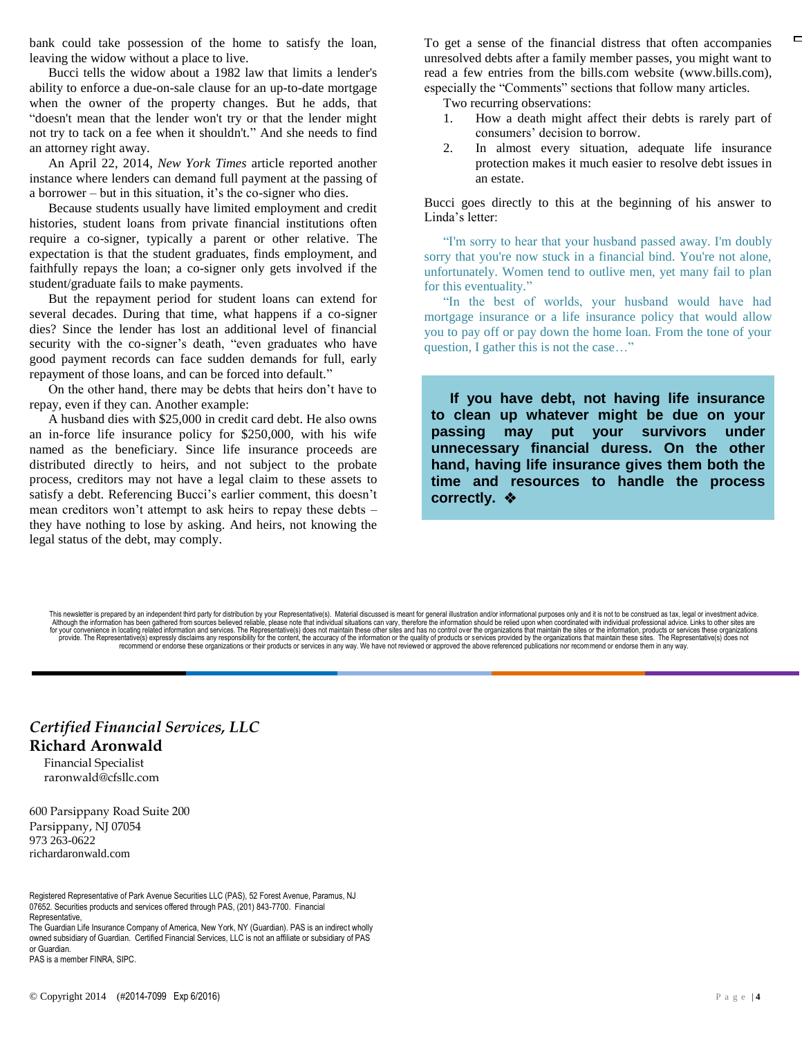bank could take possession of the home to satisfy the loan, leaving the widow without a place to live.

Bucci tells the widow about a 1982 law that limits a lender's ability to enforce a due-on-sale clause for an up-to-date mortgage when the owner of the property changes. But he adds, that "doesn't mean that the lender won't try or that the lender might not try to tack on a fee when it shouldn't." And she needs to find an attorney right away.

An April 22, 2014, *New York Times* article reported another instance where lenders can demand full payment at the passing of a borrower – but in this situation, it's the co-signer who dies.

Because students usually have limited employment and credit histories, student loans from private financial institutions often require a co-signer, typically a parent or other relative. The expectation is that the student graduates, finds employment, and faithfully repays the loan; a co-signer only gets involved if the student/graduate fails to make payments.

But the repayment period for student loans can extend for several decades. During that time, what happens if a co-signer dies? Since the lender has lost an additional level of financial security with the co-signer's death, "even graduates who have good payment records can face sudden demands for full, early repayment of those loans, and can be forced into default."

On the other hand, there may be debts that heirs don't have to repay, even if they can. Another example:

A husband dies with $25,000 in credit card debt. He also owns an in-force life insurance policy for $250,000, with his wife named as the beneficiary. Since life insurance proceeds are distributed directly to heirs, and not subject to the probate process, creditors may not have a legal claim to these assets to satisfy a debt. Referencing Bucci's earlier comment, this doesn't mean creditors won't attempt to ask heirs to repay these debts – they have nothing to lose by asking. And heirs, not knowing the legal status of the debt, may comply.

To get a sense of the financial distress that often accompanies unresolved debts after a family member passes, you might want to read a few entries from the bills.com website (www.bills.com), especially the "Comments" sections that follow many articles.

Two recurring observations:

1. How a death might affect their debts is rarely part of consumers' decision to borrow.
2. In almost every situation, adequate life insurance protection makes it much easier to resolve debt issues in an estate.

Bucci goes directly to this at the beginning of his answer to Linda's letter:

"I'm sorry to hear that your husband passed away. I'm doubly sorry that you're now stuck in a financial bind. You're not alone, unfortunately. Women tend to outlive men, yet many fail to plan for this eventuality."

"In the best of worlds, your husband would have had mortgage insurance or a life insurance policy that would allow you to pay off or pay down the home loan. From the tone of your question, I gather this is not the case…"

**If you have debt, not having life insurance to clean up whatever might be due on your passing may put your survivors under unnecessary financial duress. On the other hand, having life insurance gives them both the time and resources to handle the process correctly. ❖**

This newsletter is prepared by an independent third party for distribution by your Representative(s). Material discussed is meant for general illustration and/or informational purposes only and it is not to be construed as tax, legal or investment advice. Although the information has been gathered from sources believed reliable, please note that individual situations can vary, therefore the information should be relied upon when coordinated with individual professional advice. Links to other sites are for your convenience in locating related information and services. The Representative(s) does not maintain these other sites and has no control over the organizations that maintain the sites or the information, products or services these organizations provide. The Representative(s) expressly disclaims any responsibility for the content, the accuracy of the information or the quality of products or services provided by the organizations that maintain these sites. The Representative(s) does not recommend or endorse these organizations or their products or services in any way. We have not reviewed or approved the above referenced publications nor recommend or endorse them in any way.

*Certified Financial Services, LLC*
**Richard Aronwald**
Financial Specialist
raronwald@cfsllc.com

600 Parsippany Road Suite 200
Parsippany, NJ 07054
973 263-0622
richardaronwald.com

Registered Representative of Park Avenue Securities LLC (PAS), 52 Forest Avenue, Paramus, NJ 07652. Securities products and services offered through PAS, (201) 843-7700. Financial Representative,
The Guardian Life Insurance Company of America, New York, NY (Guardian). PAS is an indirect wholly owned subsidiary of Guardian. Certified Financial Services, LLC is not an affiliate or subsidiary of PAS or Guardian.
PAS is a member FINRA, SIPC.

© Copyright 2014 (#2014-7099 Exp 6/2016)